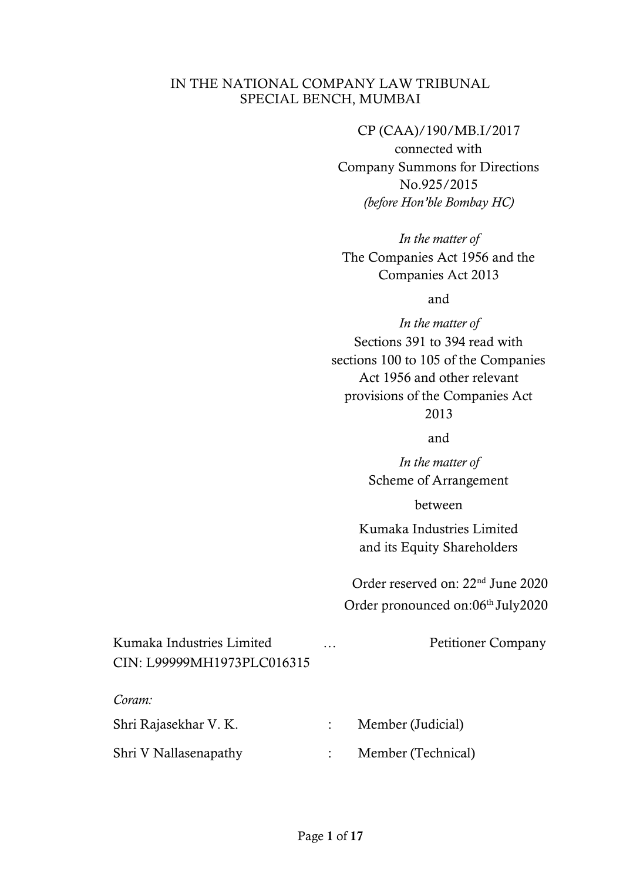# IN THE NATIONAL COMPANY LAW TRIBUNAL
## SPECIAL BENCH, MUMBAI

CP (CAA)/190/MB.I/2017
connected with
Company Summons for Directions
No.925/2015
*(before Hon'ble Bombay HC)*

*In the matter of*
The Companies Act 1956 and the Companies Act 2013

and

*In the matter of*
Sections 391 to 394 read with sections 100 to 105 of the Companies Act 1956 and other relevant provisions of the Companies Act 2013

and

*In the matter of*
Scheme of Arrangement

between

Kumaka Industries Limited
and its Equity Shareholders

Order reserved on: 22nd June 2020
Order pronounced on: 06th July 2020

Kumaka Industries Limited … Petitioner Company
CIN: L99999MH1973PLC016315

*Coram:*

| | | |
|---|---|---|
| Shri Rajasekhar V. K. | : | Member (Judicial) |
| Shri V Nallasenapathy | : | Member (Technical) |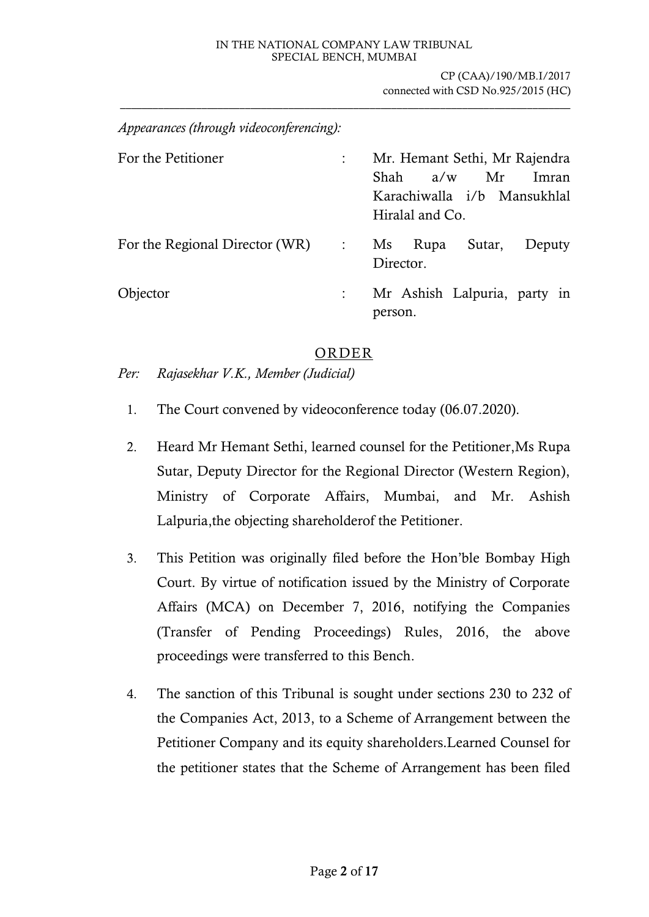*Appearances (through videoconferencing):*

| | | |
|---|---|---|
| For the Petitioner | : | Mr. Hemant Sethi, Mr Rajendra Shah a/w Mr Imran Karachiwalla i/b Mansukhlal Hiralal and Co. |
| For the Regional Director (WR) | : | Ms Rupa Sutar, Deputy Director. |
| Objector | : | Mr Ashish Lalpuria, party in person. |

## ORDER

*Per: Rajasekhar V.K., Member (Judicial)*

1. The Court convened by videoconference today (06.07.2020).

2. Heard Mr Hemant Sethi, learned counsel for the Petitioner,Ms Rupa Sutar, Deputy Director for the Regional Director (Western Region), Ministry of Corporate Affairs, Mumbai, and Mr. Ashish Lalpuria,the objecting shareholderof the Petitioner.

3. This Petition was originally filed before the Hon'ble Bombay High Court. By virtue of notification issued by the Ministry of Corporate Affairs (MCA) on December 7, 2016, notifying the Companies (Transfer of Pending Proceedings) Rules, 2016, the above proceedings were transferred to this Bench.

4. The sanction of this Tribunal is sought under sections 230 to 232 of the Companies Act, 2013, to a Scheme of Arrangement between the Petitioner Company and its equity shareholders.Learned Counsel for the petitioner states that the Scheme of Arrangement has been filed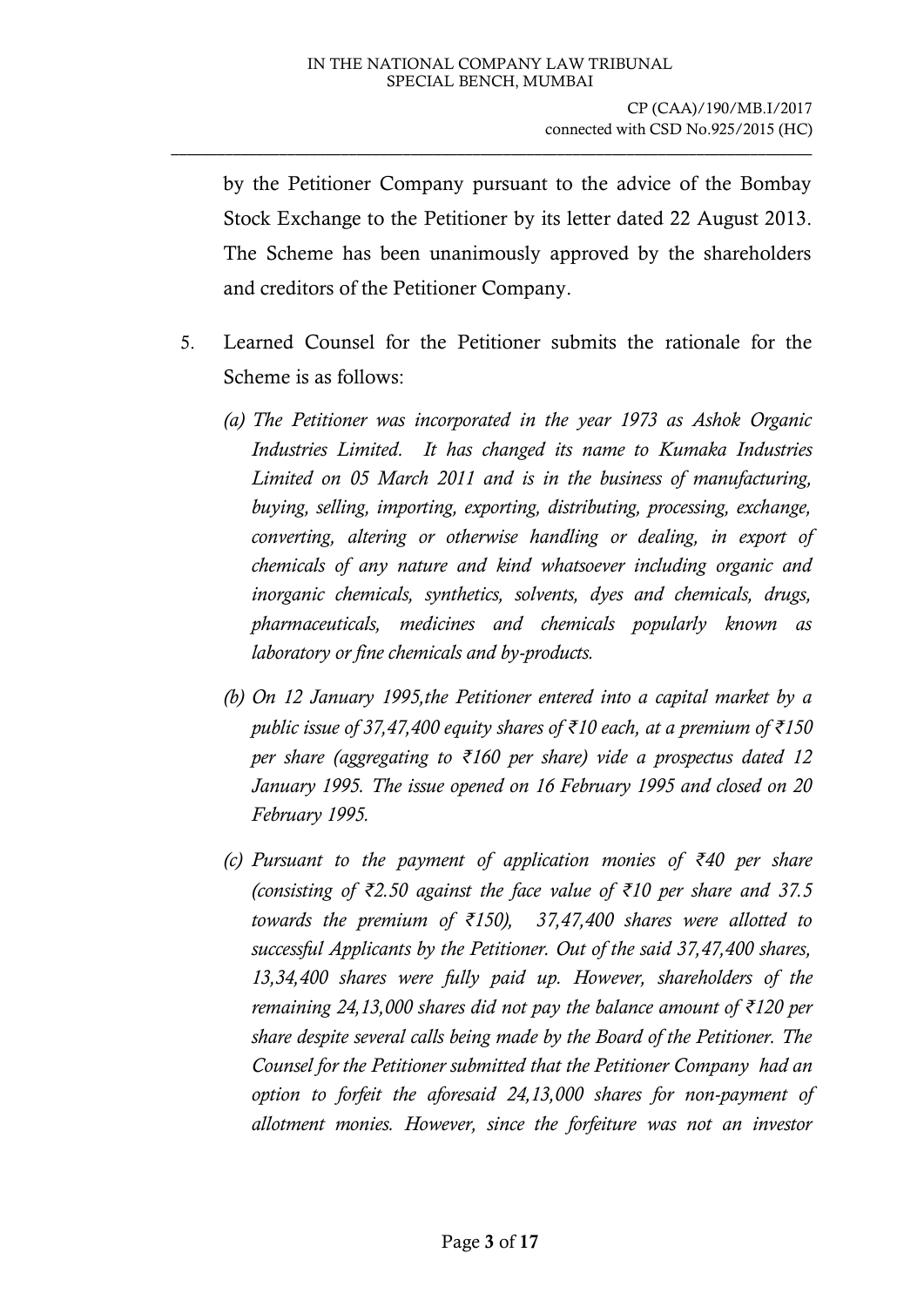by the Petitioner Company pursuant to the advice of the Bombay Stock Exchange to the Petitioner by its letter dated 22 August 2013. The Scheme has been unanimously approved by the shareholders and creditors of the Petitioner Company.

5. Learned Counsel for the Petitioner submits the rationale for the Scheme is as follows:

   *(a) The Petitioner was incorporated in the year 1973 as Ashok Organic Industries Limited. It has changed its name to Kumaka Industries Limited on 05 March 2011 and is in the business of manufacturing, buying, selling, importing, exporting, distributing, processing, exchange, converting, altering or otherwise handling or dealing, in export of chemicals of any nature and kind whatsoever including organic and inorganic chemicals, synthetics, solvents, dyes and chemicals, drugs, pharmaceuticals, medicines and chemicals popularly known as laboratory or fine chemicals and by-products.*

   *(b) On 12 January 1995,the Petitioner entered into a capital market by a public issue of 37,47,400 equity shares of ₹10 each, at a premium of ₹150 per share (aggregating to ₹160 per share) vide a prospectus dated 12 January 1995. The issue opened on 16 February 1995 and closed on 20 February 1995.*

   *(c) Pursuant to the payment of application monies of ₹40 per share (consisting of ₹2.50 against the face value of ₹10 per share and 37.5 towards the premium of ₹150), 37,47,400 shares were allotted to successful Applicants by the Petitioner. Out of the said 37,47,400 shares, 13,34,400 shares were fully paid up. However, shareholders of the remaining 24,13,000 shares did not pay the balance amount of ₹120 per share despite several calls being made by the Board of the Petitioner. The Counsel for the Petitioner submitted that the Petitioner Company had an option to forfeit the aforesaid 24,13,000 shares for non-payment of allotment monies. However, since the forfeiture was not an investor*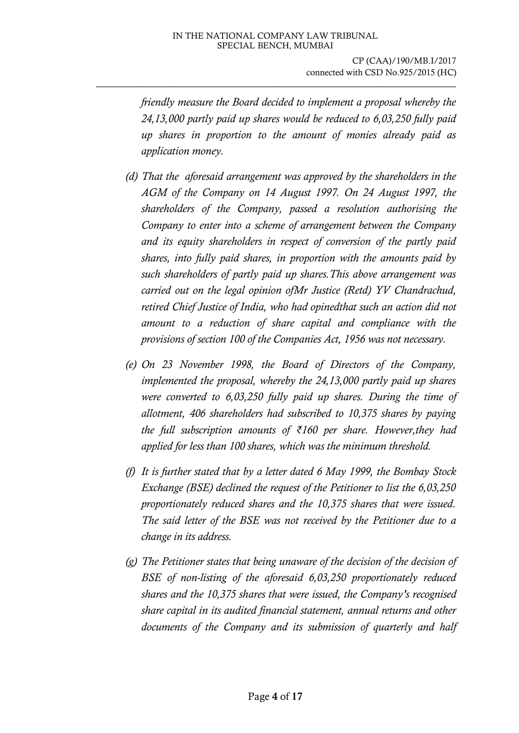*friendly measure the Board decided to implement a proposal whereby the 24,13,000 partly paid up shares would be reduced to 6,03,250 fully paid up shares in proportion to the amount of monies already paid as application money.*

(d) *That the aforesaid arrangement was approved by the shareholders in the AGM of the Company on 14 August 1997. On 24 August 1997, the shareholders of the Company, passed a resolution authorising the Company to enter into a scheme of arrangement between the Company and its equity shareholders in respect of conversion of the partly paid shares, into fully paid shares, in proportion with the amounts paid by such shareholders of partly paid up shares.This above arrangement was carried out on the legal opinion ofMr Justice (Retd) YV Chandrachud, retired Chief Justice of India, who had opinedthat such an action did not amount to a reduction of share capital and compliance with the provisions of section 100 of the Companies Act, 1956 was not necessary.*

(e) *On 23 November 1998, the Board of Directors of the Company, implemented the proposal, whereby the 24,13,000 partly paid up shares were converted to 6,03,250 fully paid up shares. During the time of allotment, 406 shareholders had subscribed to 10,375 shares by paying the full subscription amounts of ₹160 per share. However,they had applied for less than 100 shares, which was the minimum threshold.*

(f) *It is further stated that by a letter dated 6 May 1999, the Bombay Stock Exchange (BSE) declined the request of the Petitioner to list the 6,03,250 proportionately reduced shares and the 10,375 shares that were issued. The said letter of the BSE was not received by the Petitioner due to a change in its address.*

(g) *The Petitioner states that being unaware of the decision of the decision of BSE of non-listing of the aforesaid 6,03,250 proportionately reduced shares and the 10,375 shares that were issued, the Company's recognised share capital in its audited financial statement, annual returns and other documents of the Company and its submission of quarterly and half*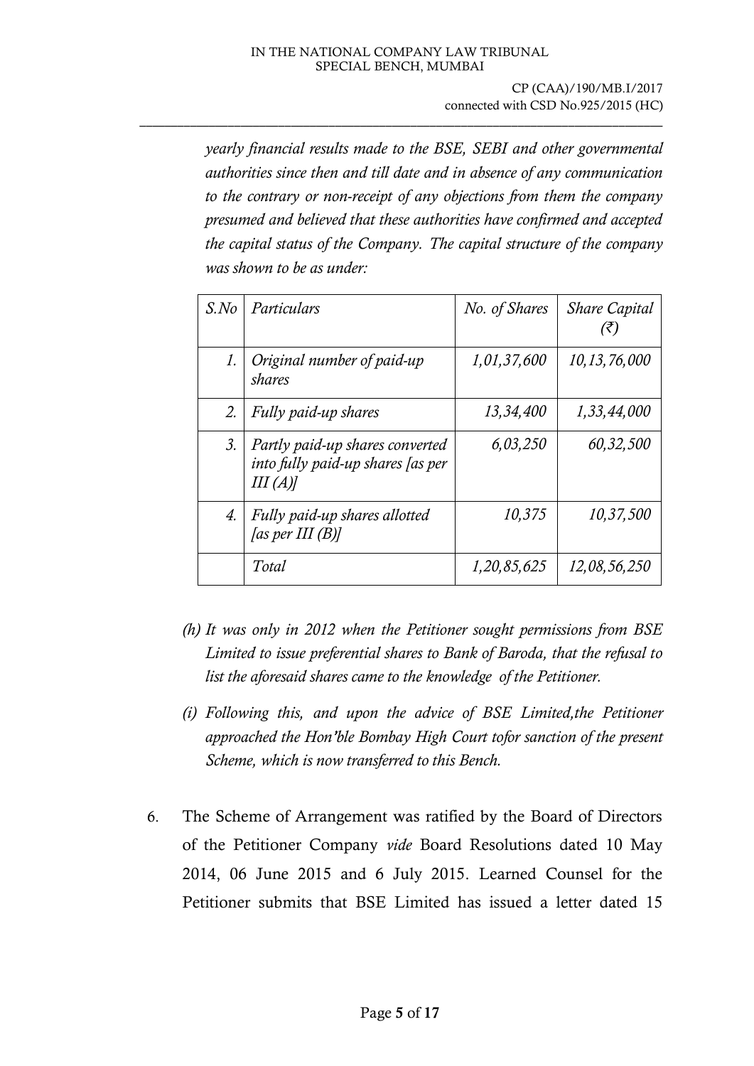*yearly financial results made to the BSE, SEBI and other governmental authorities since then and till date and in absence of any communication to the contrary or non-receipt of any objections from them the company presumed and believed that these authorities have confirmed and accepted the capital status of the Company. The capital structure of the company was shown to be as under:*

| *S.No* | *Particulars* | *No. of Shares* | *Share Capital (₹)* |
|---|---|---|---|
| *1.* | *Original number of paid-up shares* | *1,01,37,600* | *10,13,76,000* |
| *2.* | *Fully paid-up shares* | *13,34,400* | *1,33,44,000* |
| *3.* | *Partly paid-up shares converted into fully paid-up shares [as per III (A)]* | *6,03,250* | *60,32,500* |
| *4.* | *Fully paid-up shares allotted [as per III (B)]* | *10,375* | *10,37,500* |
| | *Total* | *1,20,85,625* | *12,08,56,250* |

*(h) It was only in 2012 when the Petitioner sought permissions from BSE Limited to issue preferential shares to Bank of Baroda, that the refusal to list the aforesaid shares came to the knowledge of the Petitioner.*

*(i) Following this, and upon the advice of BSE Limited,the Petitioner approached the Hon'ble Bombay High Court tofor sanction of the present Scheme, which is now transferred to this Bench.*

6. The Scheme of Arrangement was ratified by the Board of Directors of the Petitioner Company *vide* Board Resolutions dated 10 May 2014, 06 June 2015 and 6 July 2015. Learned Counsel for the Petitioner submits that BSE Limited has issued a letter dated 15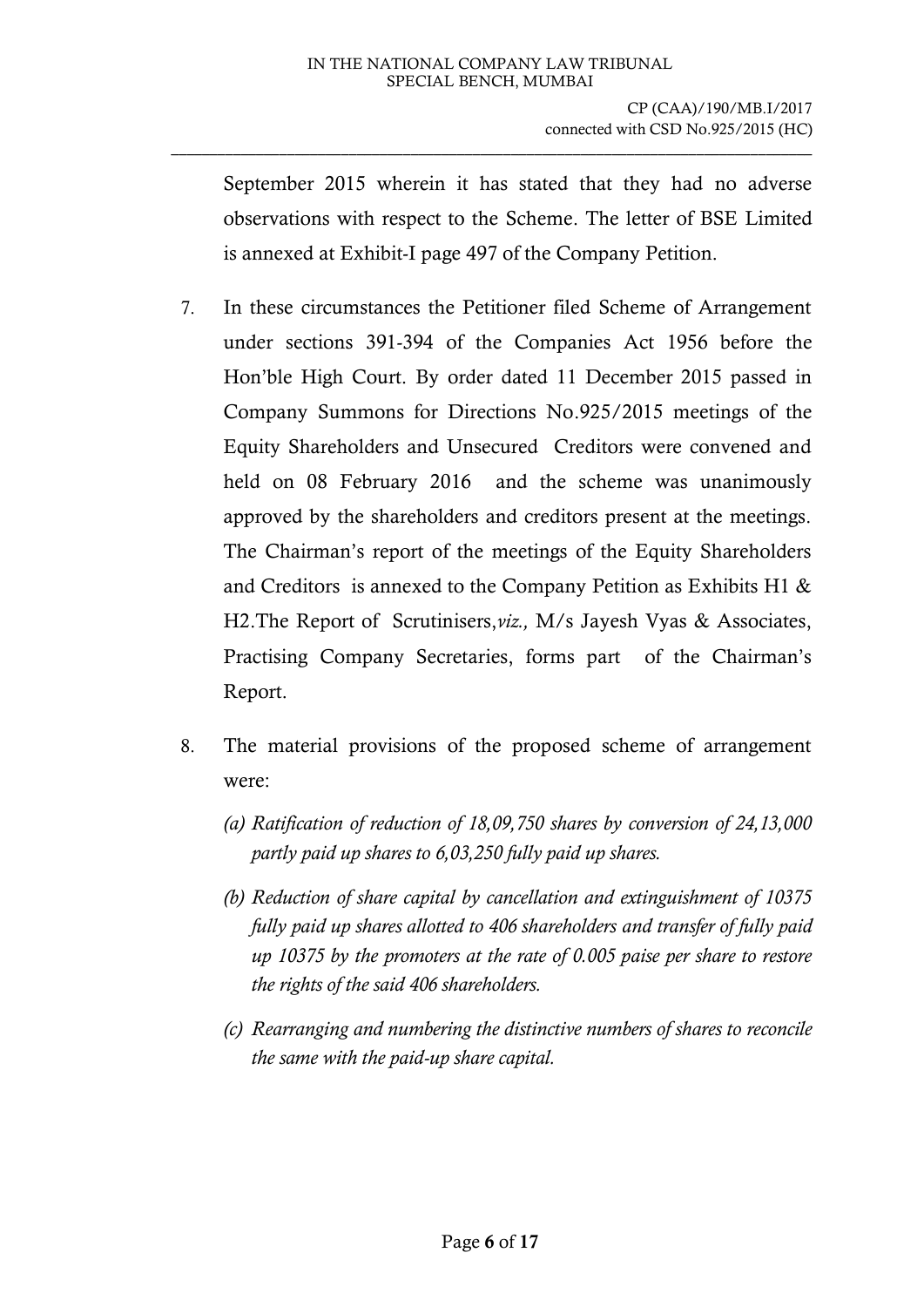September 2015 wherein it has stated that they had no adverse observations with respect to the Scheme. The letter of BSE Limited is annexed at Exhibit-I page 497 of the Company Petition.

7. In these circumstances the Petitioner filed Scheme of Arrangement under sections 391-394 of the Companies Act 1956 before the Hon'ble High Court. By order dated 11 December 2015 passed in Company Summons for Directions No.925/2015 meetings of the Equity Shareholders and Unsecured Creditors were convened and held on 08 February 2016 and the scheme was unanimously approved by the shareholders and creditors present at the meetings. The Chairman's report of the meetings of the Equity Shareholders and Creditors is annexed to the Company Petition as Exhibits H1 & H2.The Report of Scrutinisers,*viz.,* M/s Jayesh Vyas & Associates, Practising Company Secretaries, forms part of the Chairman's Report.

8. The material provisions of the proposed scheme of arrangement were:

   *(a) Ratification of reduction of 18,09,750 shares by conversion of 24,13,000 partly paid up shares to 6,03,250 fully paid up shares.*

   *(b) Reduction of share capital by cancellation and extinguishment of 10375 fully paid up shares allotted to 406 shareholders and transfer of fully paid up 10375 by the promoters at the rate of 0.005 paise per share to restore the rights of the said 406 shareholders.*

   *(c) Rearranging and numbering the distinctive numbers of shares to reconcile the same with the paid-up share capital.*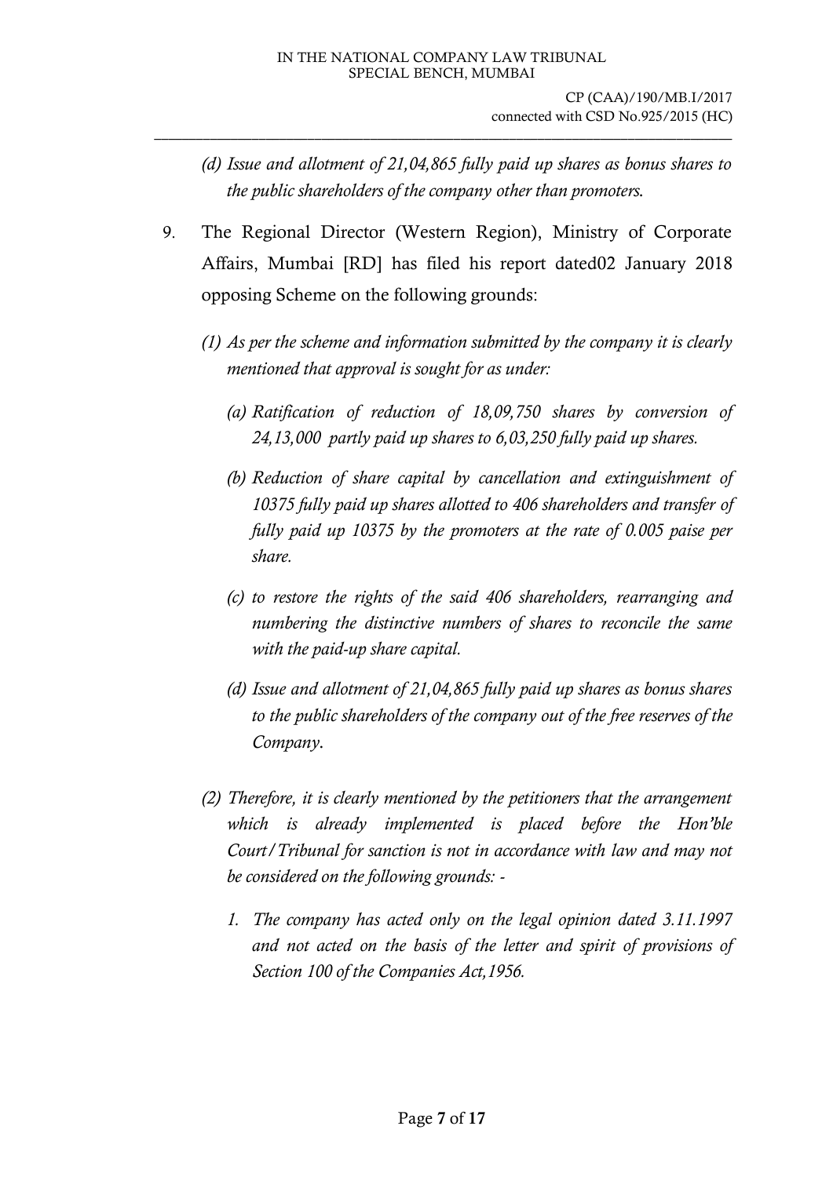*(d) Issue and allotment of 21,04,865 fully paid up shares as bonus shares to the public shareholders of the company other than promoters.*

9. The Regional Director (Western Region), Ministry of Corporate Affairs, Mumbai [RD] has filed his report dated02 January 2018 opposing Scheme on the following grounds:

   *(1) As per the scheme and information submitted by the company it is clearly mentioned that approval is sought for as under:*

   *(a) Ratification of reduction of 18,09,750 shares by conversion of 24,13,000 partly paid up shares to 6,03,250 fully paid up shares.*

   *(b) Reduction of share capital by cancellation and extinguishment of 10375 fully paid up shares allotted to 406 shareholders and transfer of fully paid up 10375 by the promoters at the rate of 0.005 paise per share.*

   *(c) to restore the rights of the said 406 shareholders, rearranging and numbering the distinctive numbers of shares to reconcile the same with the paid-up share capital.*

   *(d) Issue and allotment of 21,04,865 fully paid up shares as bonus shares to the public shareholders of the company out of the free reserves of the Company.*

   *(2) Therefore, it is clearly mentioned by the petitioners that the arrangement which is already implemented is placed before the Hon'ble Court/Tribunal for sanction is not in accordance with law and may not be considered on the following grounds: -*

   *1. The company has acted only on the legal opinion dated 3.11.1997 and not acted on the basis of the letter and spirit of provisions of Section 100 of the Companies Act,1956.*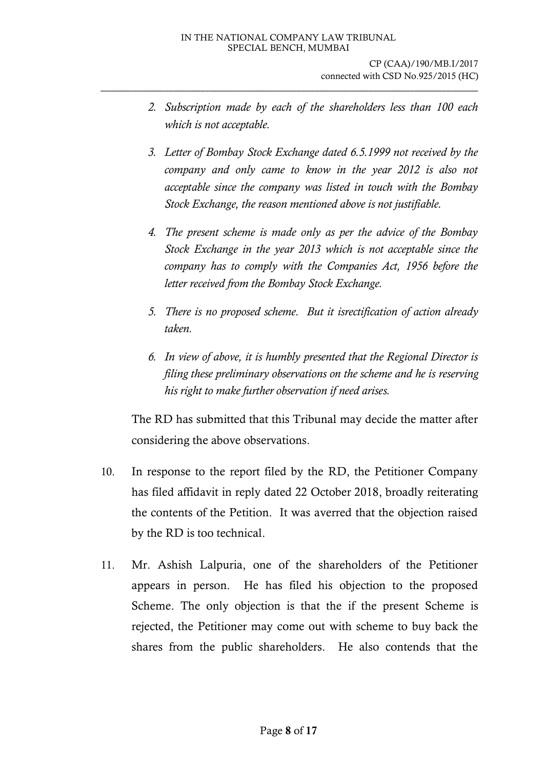2. *Subscription made by each of the shareholders less than 100 each which is not acceptable.*

3. *Letter of Bombay Stock Exchange dated 6.5.1999 not received by the company and only came to know in the year 2012 is also not acceptable since the company was listed in touch with the Bombay Stock Exchange, the reason mentioned above is not justifiable.*

4. *The present scheme is made only as per the advice of the Bombay Stock Exchange in the year 2013 which is not acceptable since the company has to comply with the Companies Act, 1956 before the letter received from the Bombay Stock Exchange.*

5. *There is no proposed scheme. But it isrectification of action already taken.*

6. *In view of above, it is humbly presented that the Regional Director is filing these preliminary observations on the scheme and he is reserving his right to make further observation if need arises.*

The RD has submitted that this Tribunal may decide the matter after considering the above observations.

10. In response to the report filed by the RD, the Petitioner Company has filed affidavit in reply dated 22 October 2018, broadly reiterating the contents of the Petition. It was averred that the objection raised by the RD is too technical.

11. Mr. Ashish Lalpuria, one of the shareholders of the Petitioner appears in person. He has filed his objection to the proposed Scheme. The only objection is that the if the present Scheme is rejected, the Petitioner may come out with scheme to buy back the shares from the public shareholders. He also contends that the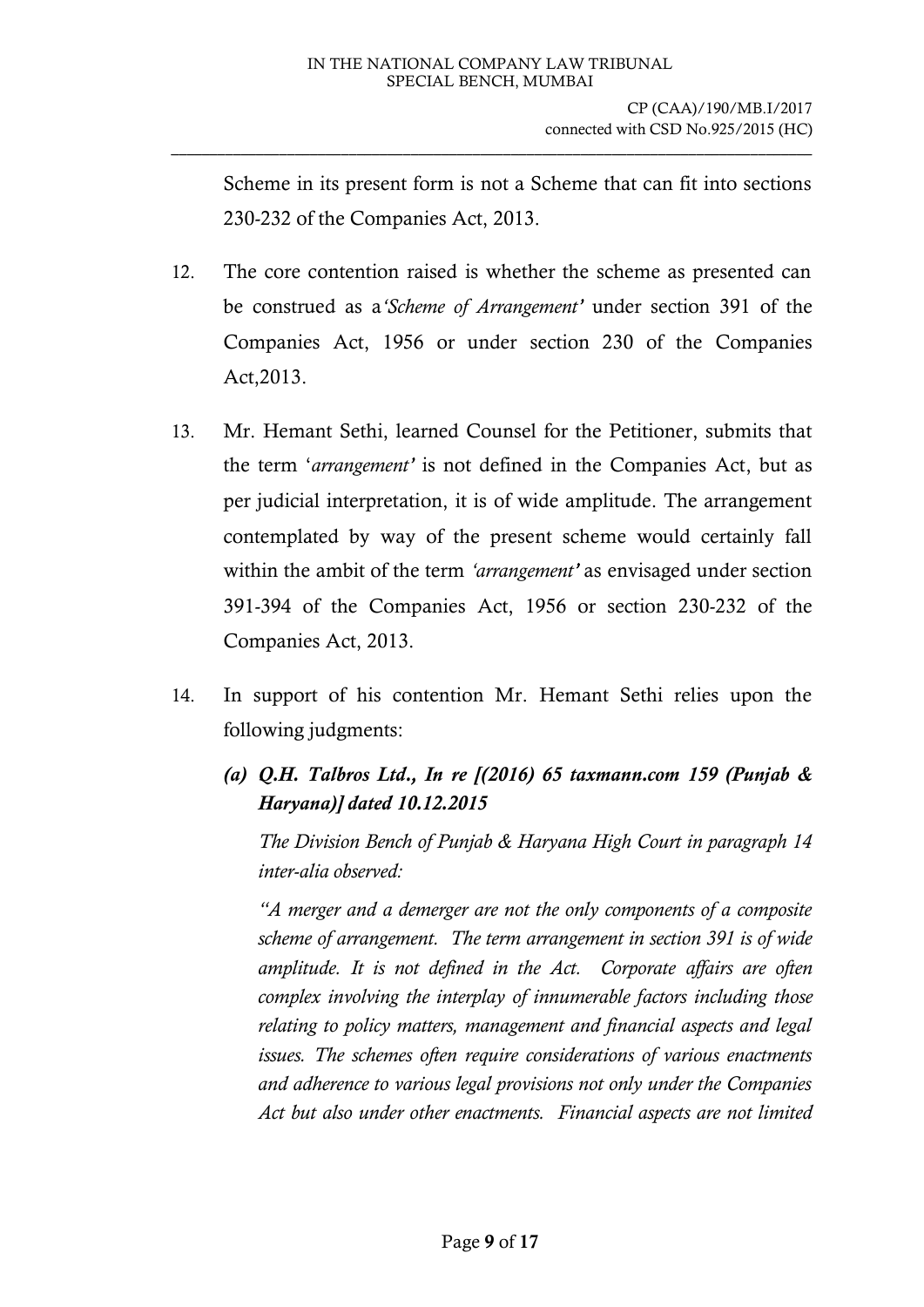Scheme in its present form is not a Scheme that can fit into sections 230-232 of the Companies Act, 2013.

12. The core contention raised is whether the scheme as presented can be construed as a*'Scheme of Arrangement'* under section 391 of the Companies Act, 1956 or under section 230 of the Companies Act,2013.

13. Mr. Hemant Sethi, learned Counsel for the Petitioner, submits that the term '*arrangement*' is not defined in the Companies Act, but as per judicial interpretation, it is of wide amplitude. The arrangement contemplated by way of the present scheme would certainly fall within the ambit of the term *'arrangement'* as envisaged under section 391-394 of the Companies Act, 1956 or section 230-232 of the Companies Act, 2013.

14. In support of his contention Mr. Hemant Sethi relies upon the following judgments:

    ***(a) Q.H. Talbros Ltd., In re [(2016) 65 taxmann.com 159 (Punjab & Haryana)] dated 10.12.2015***

    *The Division Bench of Punjab & Haryana High Court in paragraph 14 inter-alia observed:*

    *"A merger and a demerger are not the only components of a composite scheme of arrangement. The term arrangement in section 391 is of wide amplitude. It is not defined in the Act. Corporate affairs are often complex involving the interplay of innumerable factors including those relating to policy matters, management and financial aspects and legal issues. The schemes often require considerations of various enactments and adherence to various legal provisions not only under the Companies Act but also under other enactments. Financial aspects are not limited*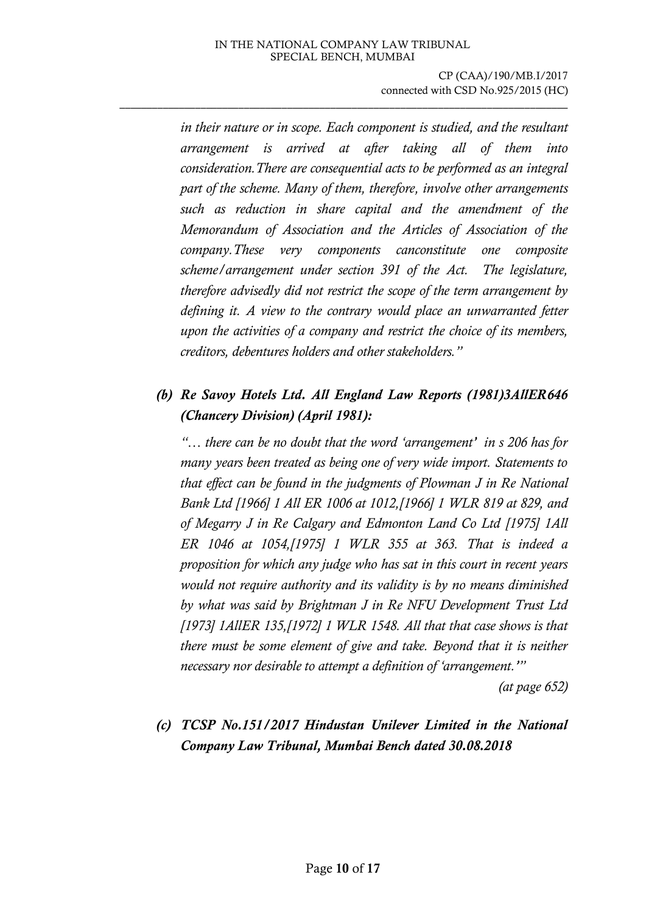*in their nature or in scope. Each component is studied, and the resultant arrangement is arrived at after taking all of them into consideration.There are consequential acts to be performed as an integral part of the scheme. Many of them, therefore, involve other arrangements such as reduction in share capital and the amendment of the Memorandum of Association and the Articles of Association of the company.These very components canconstitute one composite scheme/arrangement under section 391 of the Act. The legislature, therefore advisedly did not restrict the scope of the term arrangement by defining it. A view to the contrary would place an unwarranted fetter upon the activities of a company and restrict the choice of its members, creditors, debentures holders and other stakeholders."*

***(b) Re Savoy Hotels Ltd. All England Law Reports (1981)3AllER646 (Chancery Division) (April 1981):***

*"… there can be no doubt that the word 'arrangement' in s 206 has for many years been treated as being one of very wide import. Statements to that effect can be found in the judgments of Plowman J in Re National Bank Ltd [1966] 1 All ER 1006 at 1012,[1966] 1 WLR 819 at 829, and of Megarry J in Re Calgary and Edmonton Land Co Ltd [1975] 1All ER 1046 at 1054,[1975] 1 WLR 355 at 363. That is indeed a proposition for which any judge who has sat in this court in recent years would not require authority and its validity is by no means diminished by what was said by Brightman J in Re NFU Development Trust Ltd [1973] 1AllER 135,[1972] 1 WLR 1548. All that that case shows is that there must be some element of give and take. Beyond that it is neither necessary nor desirable to attempt a definition of 'arrangement.'"*

*(at page 652)*

***(c) TCSP No.151/2017 Hindustan Unilever Limited in the National Company Law Tribunal, Mumbai Bench dated 30.08.2018***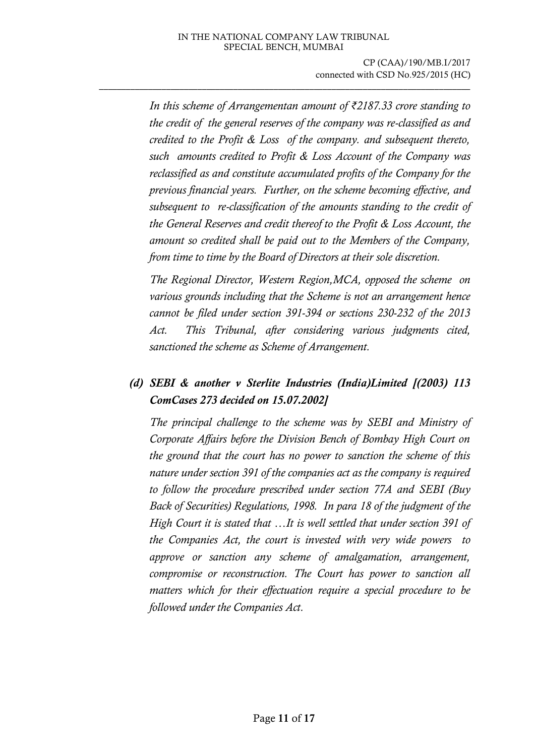*In this scheme of Arrangementan amount of ₹2187.33 crore standing to the credit of the general reserves of the company was re-classified as and credited to the Profit & Loss of the company. and subsequent thereto, such amounts credited to Profit & Loss Account of the Company was reclassified as and constitute accumulated profits of the Company for the previous financial years. Further, on the scheme becoming effective, and subsequent to re-classification of the amounts standing to the credit of the General Reserves and credit thereof to the Profit & Loss Account, the amount so credited shall be paid out to the Members of the Company, from time to time by the Board of Directors at their sole discretion.*

*The Regional Director, Western Region,MCA, opposed the scheme on various grounds including that the Scheme is not an arrangement hence cannot be filed under section 391-394 or sections 230-232 of the 2013 Act. This Tribunal, after considering various judgments cited, sanctioned the scheme as Scheme of Arrangement.*

***(d) SEBI & another v Sterlite Industries (India)Limited [(2003) 113 ComCases 273 decided on 15.07.2002]***

*The principal challenge to the scheme was by SEBI and Ministry of Corporate Affairs before the Division Bench of Bombay High Court on the ground that the court has no power to sanction the scheme of this nature under section 391 of the companies act as the company is required to follow the procedure prescribed under section 77A and SEBI (Buy Back of Securities) Regulations, 1998. In para 18 of the judgment of the High Court it is stated that …It is well settled that under section 391 of the Companies Act, the court is invested with very wide powers to approve or sanction any scheme of amalgamation, arrangement, compromise or reconstruction. The Court has power to sanction all matters which for their effectuation require a special procedure to be followed under the Companies Act.*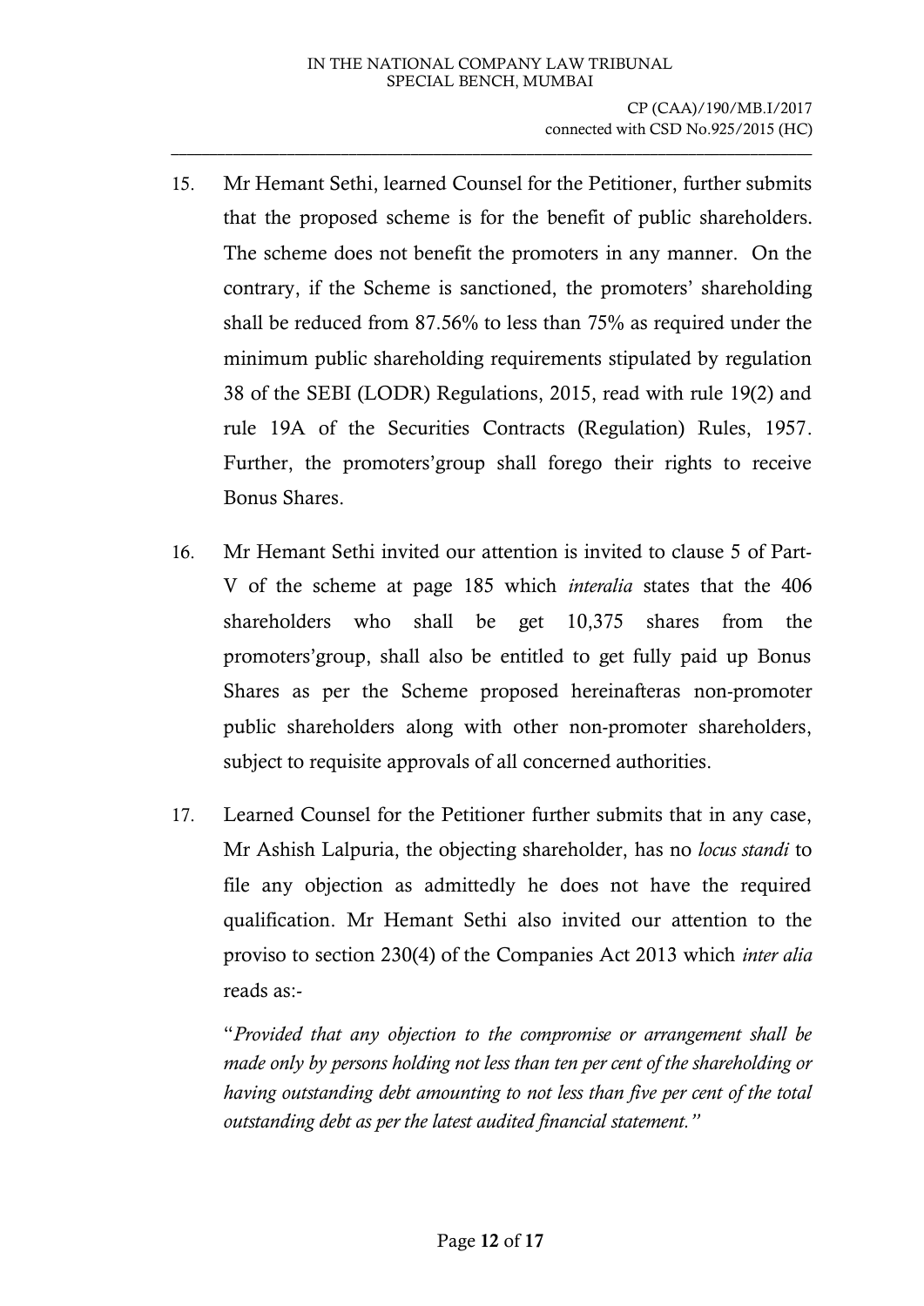15. Mr Hemant Sethi, learned Counsel for the Petitioner, further submits that the proposed scheme is for the benefit of public shareholders. The scheme does not benefit the promoters in any manner. On the contrary, if the Scheme is sanctioned, the promoters' shareholding shall be reduced from 87.56% to less than 75% as required under the minimum public shareholding requirements stipulated by regulation 38 of the SEBI (LODR) Regulations, 2015, read with rule 19(2) and rule 19A of the Securities Contracts (Regulation) Rules, 1957. Further, the promoters'group shall forego their rights to receive Bonus Shares.

16. Mr Hemant Sethi invited our attention is invited to clause 5 of Part-V of the scheme at page 185 which *interalia* states that the 406 shareholders who shall be get 10,375 shares from the promoters'group, shall also be entitled to get fully paid up Bonus Shares as per the Scheme proposed hereinafteras non-promoter public shareholders along with other non-promoter shareholders, subject to requisite approvals of all concerned authorities.

17. Learned Counsel for the Petitioner further submits that in any case, Mr Ashish Lalpuria, the objecting shareholder, has no *locus standi* to file any objection as admittedly he does not have the required qualification. Mr Hemant Sethi also invited our attention to the proviso to section 230(4) of the Companies Act 2013 which *inter alia* reads as:-

"*Provided that any objection to the compromise or arrangement shall be made only by persons holding not less than ten per cent of the shareholding or having outstanding debt amounting to not less than five per cent of the total outstanding debt as per the latest audited financial statement.*"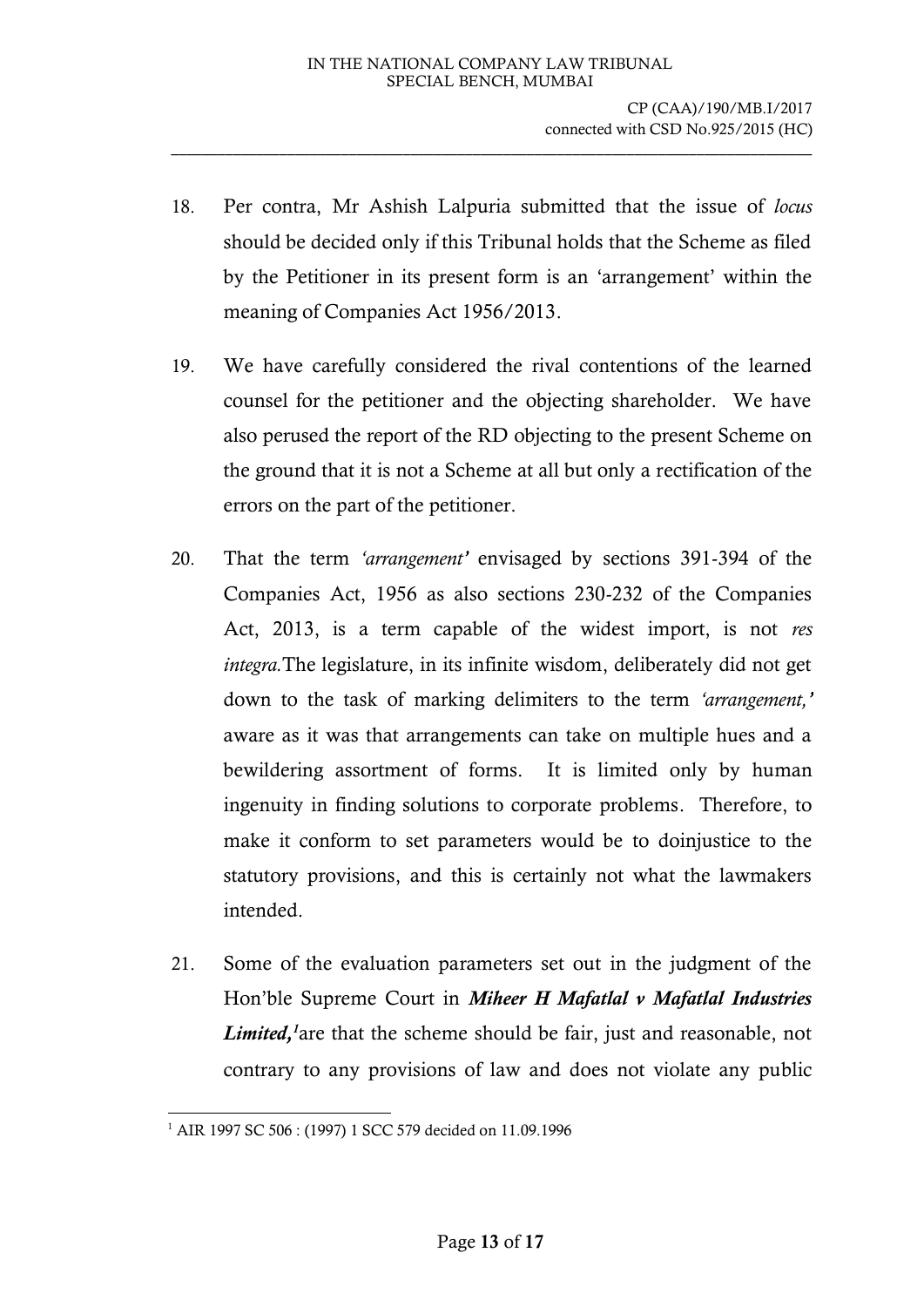18. Per contra, Mr Ashish Lalpuria submitted that the issue of *locus* should be decided only if this Tribunal holds that the Scheme as filed by the Petitioner in its present form is an 'arrangement' within the meaning of Companies Act 1956/2013.

19. We have carefully considered the rival contentions of the learned counsel for the petitioner and the objecting shareholder. We have also perused the report of the RD objecting to the present Scheme on the ground that it is not a Scheme at all but only a rectification of the errors on the part of the petitioner.

20. That the term *'arrangement'* envisaged by sections 391-394 of the Companies Act, 1956 as also sections 230-232 of the Companies Act, 2013, is a term capable of the widest import, is not *res integra.*The legislature, in its infinite wisdom, deliberately did not get down to the task of marking delimiters to the term *'arrangement,'* aware as it was that arrangements can take on multiple hues and a bewildering assortment of forms. It is limited only by human ingenuity in finding solutions to corporate problems. Therefore, to make it conform to set parameters would be to doinjustice to the statutory provisions, and this is certainly not what the lawmakers intended.

21. Some of the evaluation parameters set out in the judgment of the Hon'ble Supreme Court in ***Miheer H Mafatlal v Mafatlal Industries Limited,***[1]are that the scheme should be fair, just and reasonable, not contrary to any provisions of law and does not violate any public

---

[1] AIR 1997 SC 506 : (1997) 1 SCC 579 decided on 11.09.1996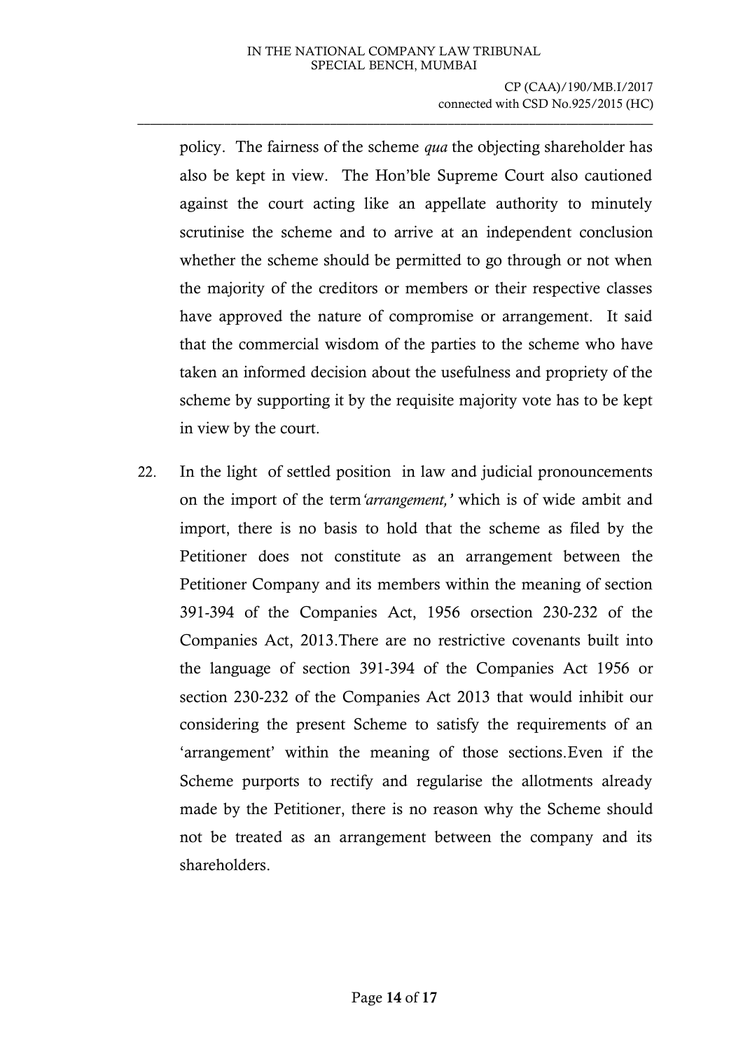policy. The fairness of the scheme *qua* the objecting shareholder has also be kept in view. The Hon'ble Supreme Court also cautioned against the court acting like an appellate authority to minutely scrutinise the scheme and to arrive at an independent conclusion whether the scheme should be permitted to go through or not when the majority of the creditors or members or their respective classes have approved the nature of compromise or arrangement. It said that the commercial wisdom of the parties to the scheme who have taken an informed decision about the usefulness and propriety of the scheme by supporting it by the requisite majority vote has to be kept in view by the court.

22. In the light of settled position in law and judicial pronouncements on the import of the term *'arrangement,'* which is of wide ambit and import, there is no basis to hold that the scheme as filed by the Petitioner does not constitute as an arrangement between the Petitioner Company and its members within the meaning of section 391-394 of the Companies Act, 1956 orsection 230-232 of the Companies Act, 2013.There are no restrictive covenants built into the language of section 391-394 of the Companies Act 1956 or section 230-232 of the Companies Act 2013 that would inhibit our considering the present Scheme to satisfy the requirements of an 'arrangement' within the meaning of those sections.Even if the Scheme purports to rectify and regularise the allotments already made by the Petitioner, there is no reason why the Scheme should not be treated as an arrangement between the company and its shareholders.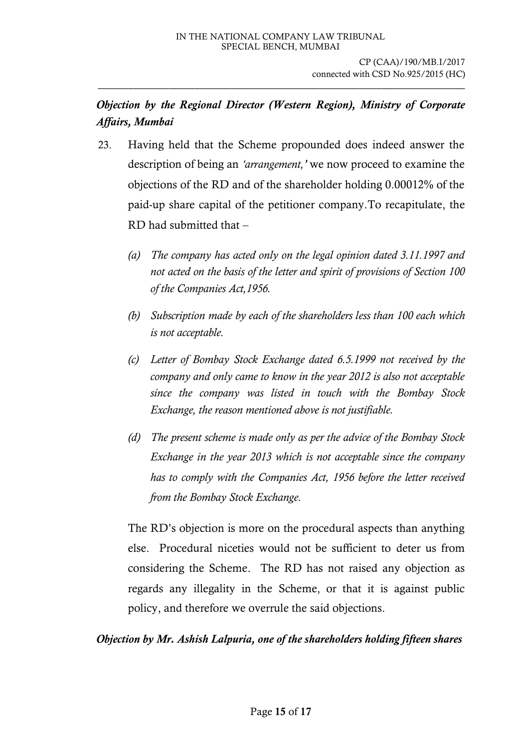***Objection by the Regional Director (Western Region), Ministry of Corporate Affairs, Mumbai***

23. Having held that the Scheme propounded does indeed answer the description of being an *'arrangement,'* we now proceed to examine the objections of the RD and of the shareholder holding 0.00012% of the paid-up share capital of the petitioner company.To recapitulate, the RD had submitted that –

    *(a) The company has acted only on the legal opinion dated 3.11.1997 and not acted on the basis of the letter and spirit of provisions of Section 100 of the Companies Act,1956.*

    *(b) Subscription made by each of the shareholders less than 100 each which is not acceptable.*

    *(c) Letter of Bombay Stock Exchange dated 6.5.1999 not received by the company and only came to know in the year 2012 is also not acceptable since the company was listed in touch with the Bombay Stock Exchange, the reason mentioned above is not justifiable.*

    *(d) The present scheme is made only as per the advice of the Bombay Stock Exchange in the year 2013 which is not acceptable since the company has to comply with the Companies Act, 1956 before the letter received from the Bombay Stock Exchange.*

    The RD's objection is more on the procedural aspects than anything else. Procedural niceties would not be sufficient to deter us from considering the Scheme. The RD has not raised any objection as regards any illegality in the Scheme, or that it is against public policy, and therefore we overrule the said objections.

***Objection by Mr. Ashish Lalpuria, one of the shareholders holding fifteen shares***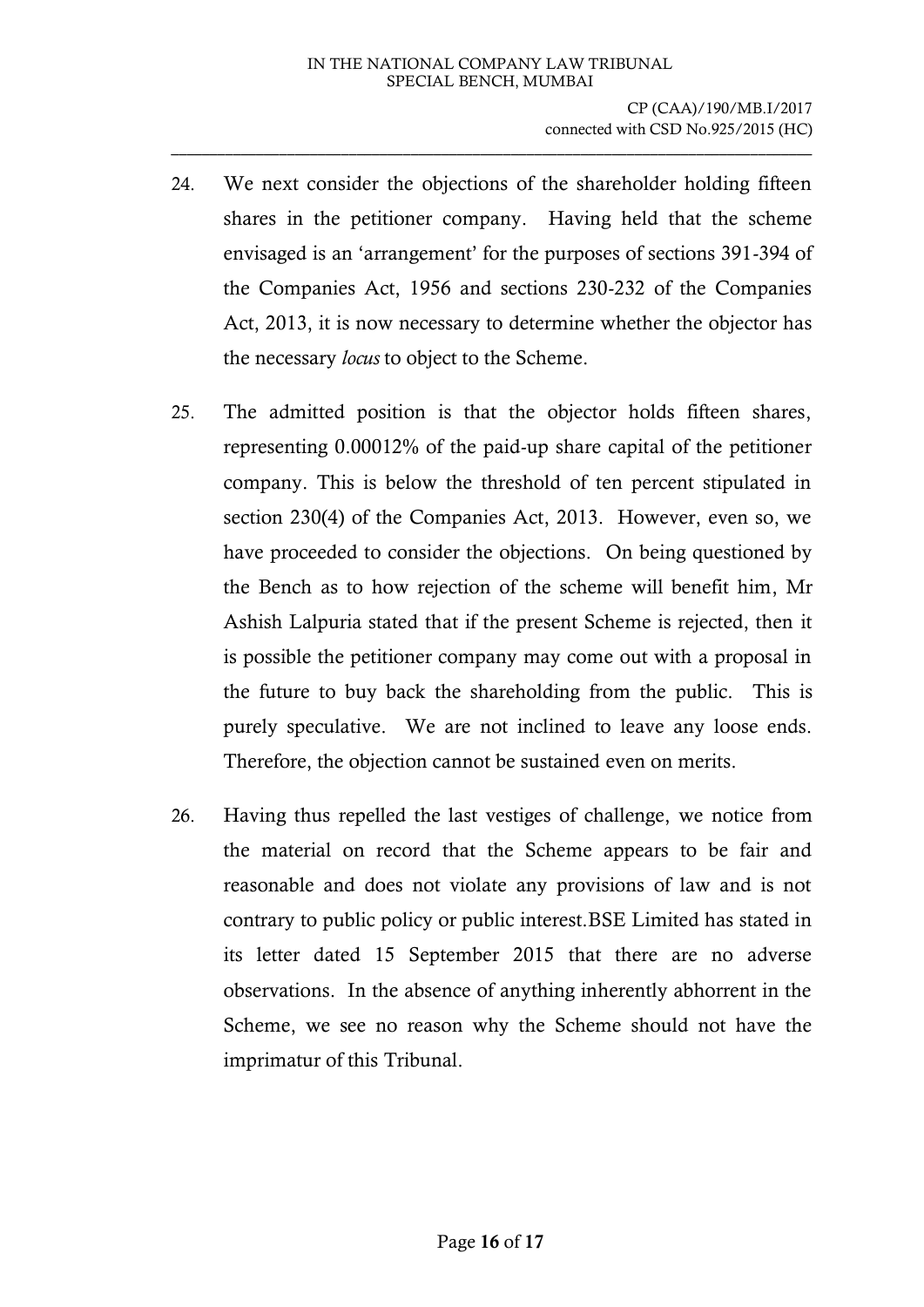24. We next consider the objections of the shareholder holding fifteen shares in the petitioner company. Having held that the scheme envisaged is an 'arrangement' for the purposes of sections 391-394 of the Companies Act, 1956 and sections 230-232 of the Companies Act, 2013, it is now necessary to determine whether the objector has the necessary *locus* to object to the Scheme.

25. The admitted position is that the objector holds fifteen shares, representing 0.00012% of the paid-up share capital of the petitioner company. This is below the threshold of ten percent stipulated in section 230(4) of the Companies Act, 2013. However, even so, we have proceeded to consider the objections. On being questioned by the Bench as to how rejection of the scheme will benefit him, Mr Ashish Lalpuria stated that if the present Scheme is rejected, then it is possible the petitioner company may come out with a proposal in the future to buy back the shareholding from the public. This is purely speculative. We are not inclined to leave any loose ends. Therefore, the objection cannot be sustained even on merits.

26. Having thus repelled the last vestiges of challenge, we notice from the material on record that the Scheme appears to be fair and reasonable and does not violate any provisions of law and is not contrary to public policy or public interest.BSE Limited has stated in its letter dated 15 September 2015 that there are no adverse observations. In the absence of anything inherently abhorrent in the Scheme, we see no reason why the Scheme should not have the imprimatur of this Tribunal.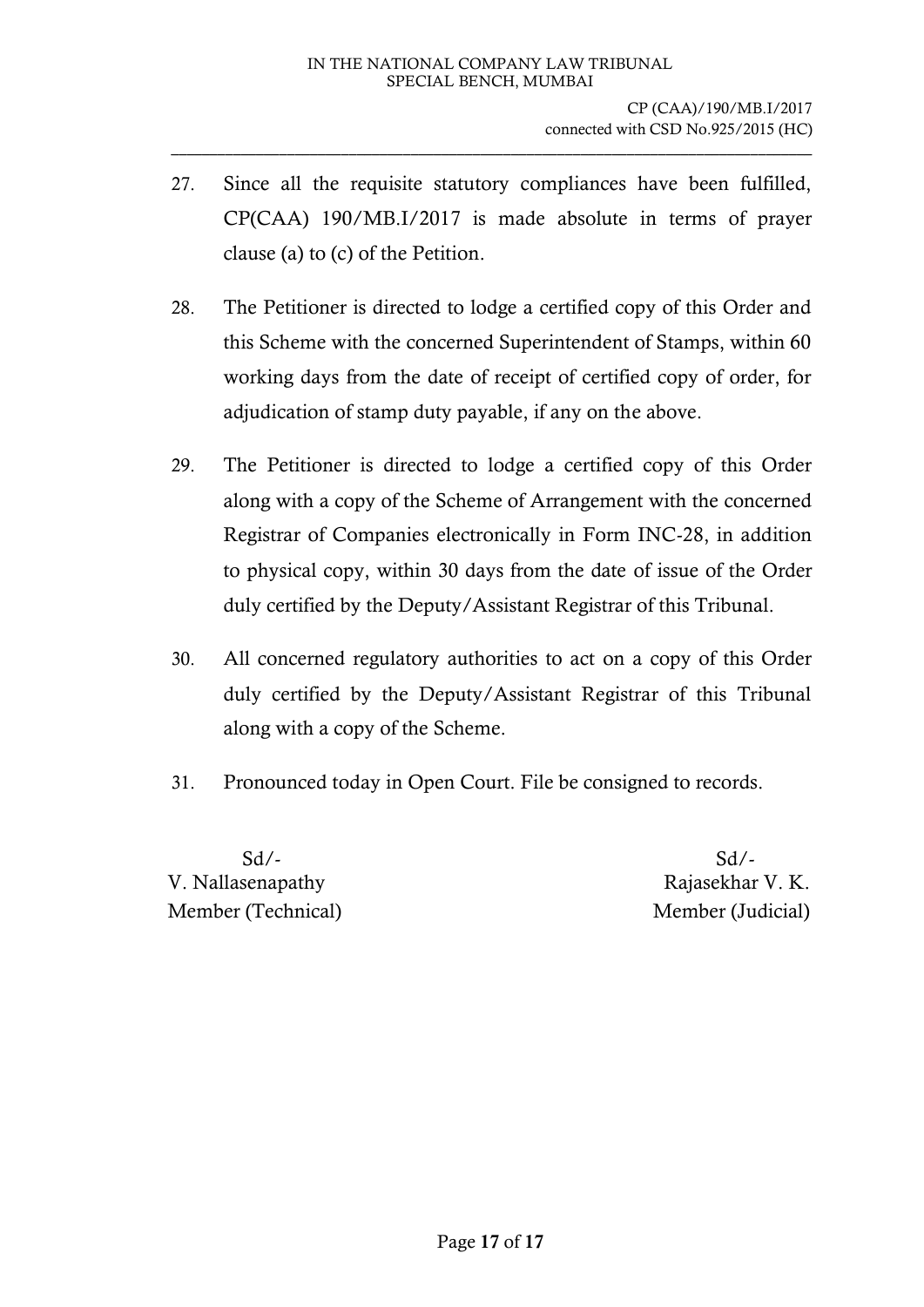27. Since all the requisite statutory compliances have been fulfilled, CP(CAA) 190/MB.I/2017 is made absolute in terms of prayer clause (a) to (c) of the Petition.

28. The Petitioner is directed to lodge a certified copy of this Order and this Scheme with the concerned Superintendent of Stamps, within 60 working days from the date of receipt of certified copy of order, for adjudication of stamp duty payable, if any on the above.

29. The Petitioner is directed to lodge a certified copy of this Order along with a copy of the Scheme of Arrangement with the concerned Registrar of Companies electronically in Form INC-28, in addition to physical copy, within 30 days from the date of issue of the Order duly certified by the Deputy/Assistant Registrar of this Tribunal.

30. All concerned regulatory authorities to act on a copy of this Order duly certified by the Deputy/Assistant Registrar of this Tribunal along with a copy of the Scheme.

31. Pronounced today in Open Court. File be consigned to records.

Sd/-
V. Nallasenapathy
Member (Technical)

Sd/-
Rajasekhar V. K.
Member (Judicial)